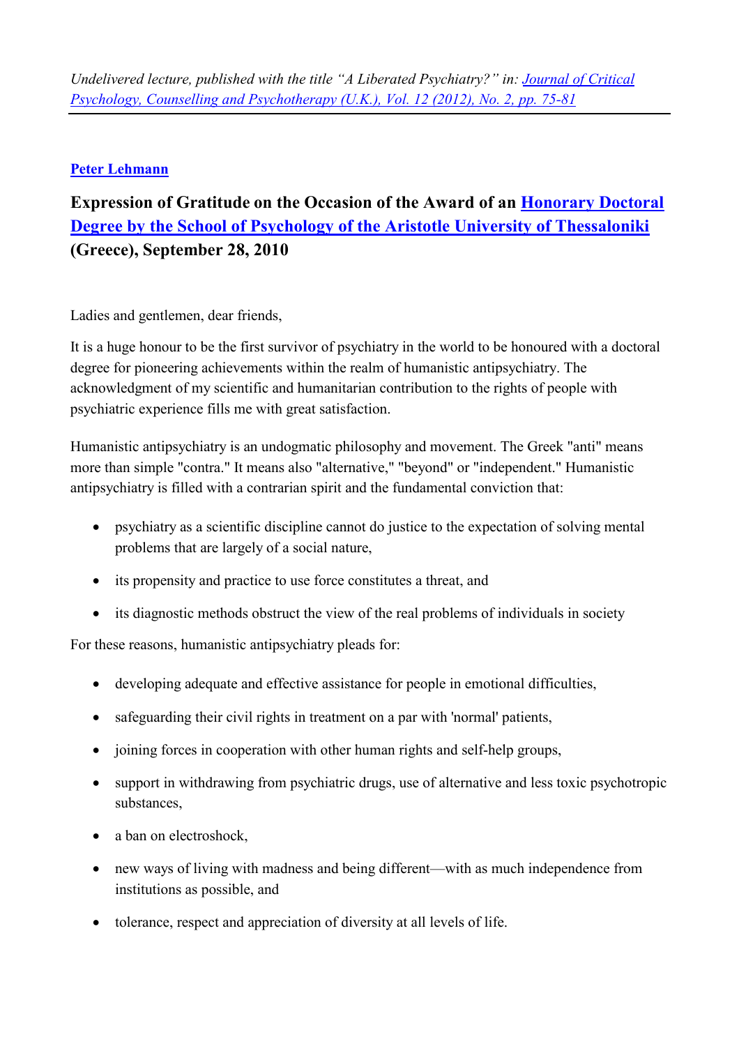*Undelivered lecture, published with the title "A Liberated Psychiatry?" in: Journal of Critical Psychology, Counselling and Psychotherapy (U.K.), Vol. 12 (2012), No. 2, pp. 75-81*

---

**Peter Lehmann**

## Expression of Gratitude on the Occasion of the Award of an Honorary Doctoral Degree by the School of Psychology of the Aristotle University of Thessaloniki (Greece), September 28, 2010

Ladies and gentlemen, dear friends,

It is a huge honour to be the first survivor of psychiatry in the world to be honoured with a doctoral degree for pioneering achievements within the realm of humanistic antipsychiatry. The acknowledgment of my scientific and humanitarian contribution to the rights of people with psychiatric experience fills me with great satisfaction.

Humanistic antipsychiatry is an undogmatic philosophy and movement. The Greek "anti" means more than simple "contra." It means also "alternative," "beyond" or "independent." Humanistic antipsychiatry is filled with a contrarian spirit and the fundamental conviction that:

- psychiatry as a scientific discipline cannot do justice to the expectation of solving mental problems that are largely of a social nature,
- its propensity and practice to use force constitutes a threat, and
- its diagnostic methods obstruct the view of the real problems of individuals in society

For these reasons, humanistic antipsychiatry pleads for:

- developing adequate and effective assistance for people in emotional difficulties,
- safeguarding their civil rights in treatment on a par with 'normal' patients,
- joining forces in cooperation with other human rights and self-help groups,
- support in withdrawing from psychiatric drugs, use of alternative and less toxic psychotropic substances,
- a ban on electroshock,
- new ways of living with madness and being different—with as much independence from institutions as possible, and
- tolerance, respect and appreciation of diversity at all levels of life.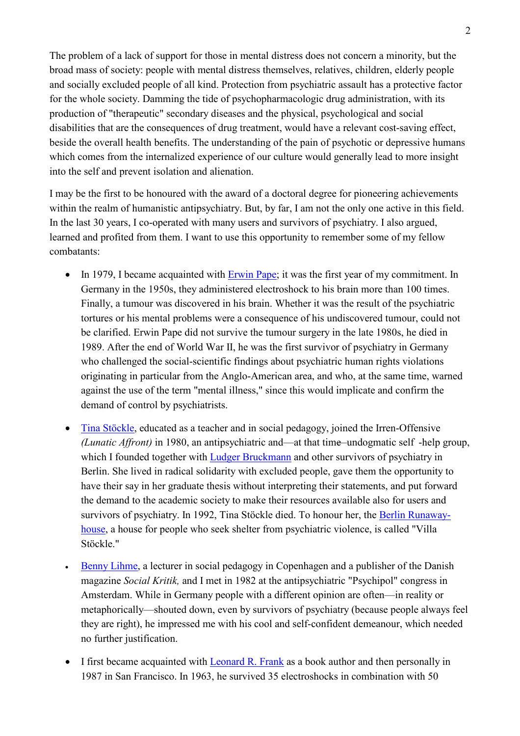The problem of a lack of support for those in mental distress does not concern a minority, but the broad mass of society: people with mental distress themselves, relatives, children, elderly people and socially excluded people of all kind. Protection from psychiatric assault has a protective factor for the whole society. Damming the tide of psychopharmacologic drug administration, with its production of "therapeutic" secondary diseases and the physical, psychological and social disabilities that are the consequences of drug treatment, would have a relevant cost-saving effect, beside the overall health benefits. The understanding of the pain of psychotic or depressive humans which comes from the internalized experience of our culture would generally lead to more insight into the self and prevent isolation and alienation.

I may be the first to be honoured with the award of a doctoral degree for pioneering achievements within the realm of humanistic antipsychiatry. But, by far, I am not the only one active in this field. In the last 30 years, I co-operated with many users and survivors of psychiatry. I also argued, learned and profited from them. I want to use this opportunity to remember some of my fellow combatants:

- In 1979, I became acquainted with Erwin Pape; it was the first year of my commitment. In Germany in the 1950s, they administered electroshock to his brain more than 100 times. Finally, a tumour was discovered in his brain. Whether it was the result of the psychiatric tortures or his mental problems were a consequence of his undiscovered tumour, could not be clarified. Erwin Pape did not survive the tumour surgery in the late 1980s, he died in 1989. After the end of World War II, he was the first survivor of psychiatry in Germany who challenged the social-scientific findings about psychiatric human rights violations originating in particular from the Anglo-American area, and who, at the same time, warned against the use of the term "mental illness," since this would implicate and confirm the demand of control by psychiatrists.

- Tina Stöckle, educated as a teacher and in social pedagogy, joined the Irren-Offensive *(Lunatic Affront)* in 1980, an antipsychiatric and—at that time–undogmatic self -help group, which I founded together with Ludger Bruckmann and other survivors of psychiatry in Berlin. She lived in radical solidarity with excluded people, gave them the opportunity to have their say in her graduate thesis without interpreting their statements, and put forward the demand to the academic society to make their resources available also for users and survivors of psychiatry. In 1992, Tina Stöckle died. To honour her, the Berlin Runaway-house, a house for people who seek shelter from psychiatric violence, is called "Villa Stöckle."

- Benny Lihme, a lecturer in social pedagogy in Copenhagen and a publisher of the Danish magazine *Social Kritik,* and I met in 1982 at the antipsychiatric "Psychipol" congress in Amsterdam. While in Germany people with a different opinion are often—in reality or metaphorically—shouted down, even by survivors of psychiatry (because people always feel they are right), he impressed me with his cool and self-confident demeanour, which needed no further justification.

- I first became acquainted with Leonard R. Frank as a book author and then personally in 1987 in San Francisco. In 1963, he survived 35 electroshocks in combination with 50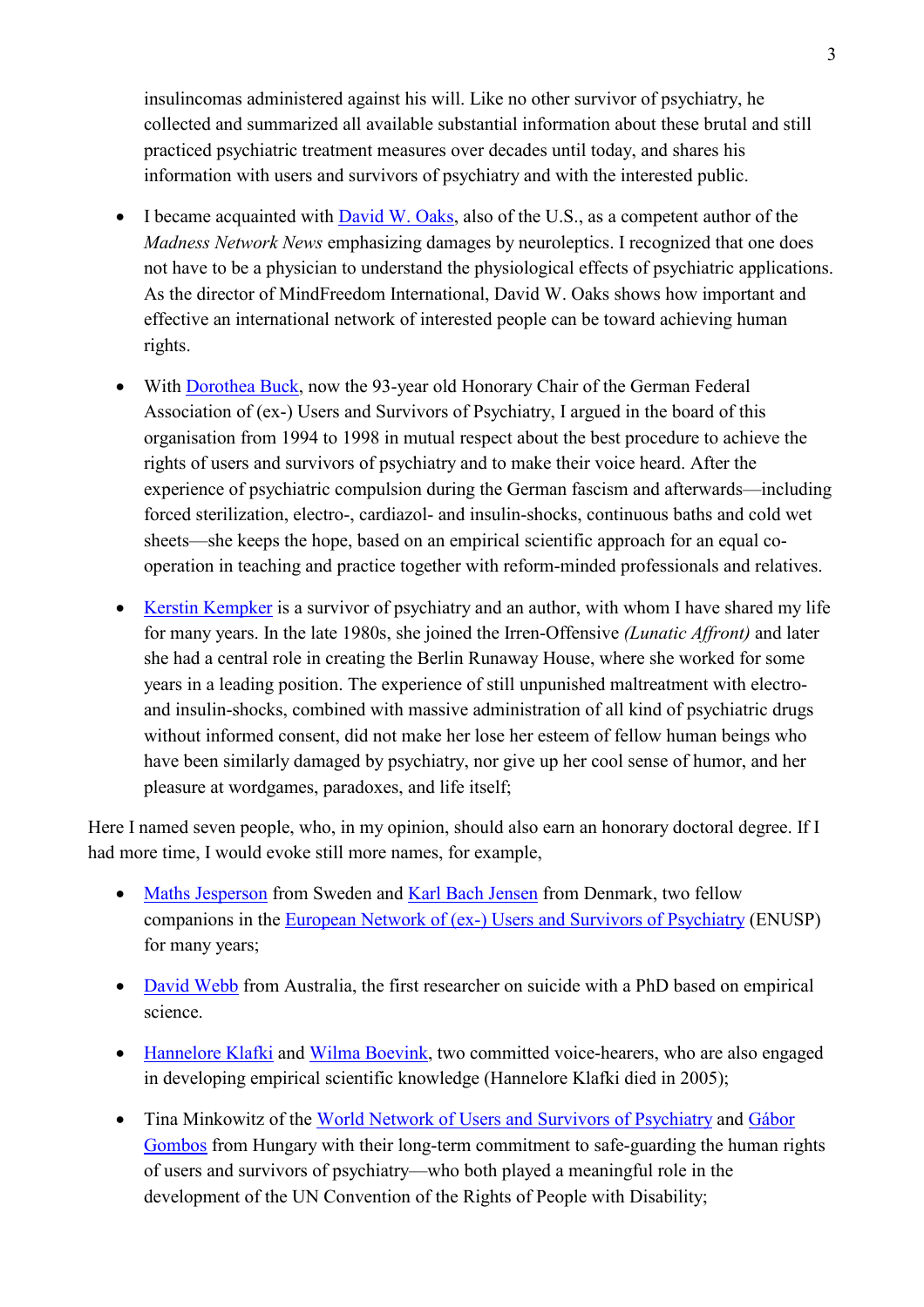insulincomas administered against his will. Like no other survivor of psychiatry, he collected and summarized all available substantial information about these brutal and still practiced psychiatric treatment measures over decades until today, and shares his information with users and survivors of psychiatry and with the interested public.

- I became acquainted with David W. Oaks, also of the U.S., as a competent author of the *Madness Network News* emphasizing damages by neuroleptics. I recognized that one does not have to be a physician to understand the physiological effects of psychiatric applications. As the director of MindFreedom International, David W. Oaks shows how important and effective an international network of interested people can be toward achieving human rights.

- With Dorothea Buck, now the 93-year old Honorary Chair of the German Federal Association of (ex-) Users and Survivors of Psychiatry, I argued in the board of this organisation from 1994 to 1998 in mutual respect about the best procedure to achieve the rights of users and survivors of psychiatry and to make their voice heard. After the experience of psychiatric compulsion during the German fascism and afterwards—including forced sterilization, electro-, cardiazol- and insulin-shocks, continuous baths and cold wet sheets—she keeps the hope, based on an empirical scientific approach for an equal co-operation in teaching and practice together with reform-minded professionals and relatives.

- Kerstin Kempker is a survivor of psychiatry and an author, with whom I have shared my life for many years. In the late 1980s, she joined the Irren-Offensive *(Lunatic Affront)* and later she had a central role in creating the Berlin Runaway House, where she worked for some years in a leading position. The experience of still unpunished maltreatment with electro- and insulin-shocks, combined with massive administration of all kind of psychiatric drugs without informed consent, did not make her lose her esteem of fellow human beings who have been similarly damaged by psychiatry, nor give up her cool sense of humor, and her pleasure at wordgames, paradoxes, and life itself;

Here I named seven people, who, in my opinion, should also earn an honorary doctoral degree. If I had more time, I would evoke still more names, for example,

- Maths Jesperson from Sweden and Karl Bach Jensen from Denmark, two fellow companions in the European Network of (ex-) Users and Survivors of Psychiatry (ENUSP) for many years;

- David Webb from Australia, the first researcher on suicide with a PhD based on empirical science.

- Hannelore Klafki and Wilma Boevink, two committed voice-hearers, who are also engaged in developing empirical scientific knowledge (Hannelore Klafki died in 2005);

- Tina Minkowitz of the World Network of Users and Survivors of Psychiatry and Gábor Gombos from Hungary with their long-term commitment to safe-guarding the human rights of users and survivors of psychiatry—who both played a meaningful role in the development of the UN Convention of the Rights of People with Disability;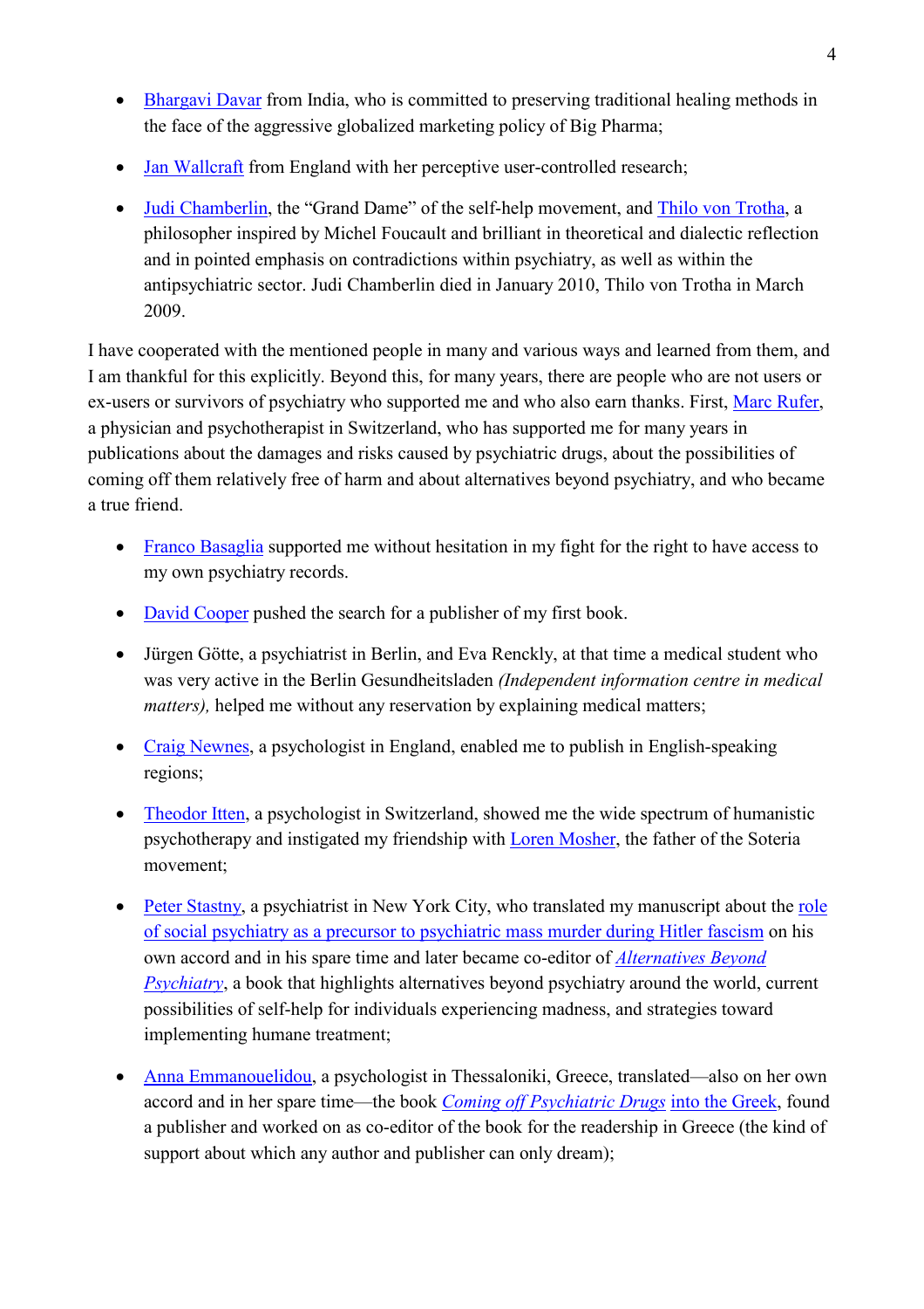- Bhargavi Davar from India, who is committed to preserving traditional healing methods in the face of the aggressive globalized marketing policy of Big Pharma;
- Jan Wallcraft from England with her perceptive user-controlled research;
- Judi Chamberlin, the "Grand Dame" of the self-help movement, and Thilo von Trotha, a philosopher inspired by Michel Foucault and brilliant in theoretical and dialectic reflection and in pointed emphasis on contradictions within psychiatry, as well as within the antipsychiatric sector. Judi Chamberlin died in January 2010, Thilo von Trotha in March 2009.

I have cooperated with the mentioned people in many and various ways and learned from them, and I am thankful for this explicitly. Beyond this, for many years, there are people who are not users or ex-users or survivors of psychiatry who supported me and who also earn thanks. First, Marc Rufer, a physician and psychotherapist in Switzerland, who has supported me for many years in publications about the damages and risks caused by psychiatric drugs, about the possibilities of coming off them relatively free of harm and about alternatives beyond psychiatry, and who became a true friend.

- Franco Basaglia supported me without hesitation in my fight for the right to have access to my own psychiatry records.
- David Cooper pushed the search for a publisher of my first book.
- Jürgen Götte, a psychiatrist in Berlin, and Eva Renckly, at that time a medical student who was very active in the Berlin Gesundheitsladen *(Independent information centre in medical matters),* helped me without any reservation by explaining medical matters;
- Craig Newnes, a psychologist in England, enabled me to publish in English-speaking regions;
- Theodor Itten, a psychologist in Switzerland, showed me the wide spectrum of humanistic psychotherapy and instigated my friendship with Loren Mosher, the father of the Soteria movement;
- Peter Stastny, a psychiatrist in New York City, who translated my manuscript about the role of social psychiatry as a precursor to psychiatric mass murder during Hitler fascism on his own accord and in his spare time and later became co-editor of *Alternatives Beyond Psychiatry*, a book that highlights alternatives beyond psychiatry around the world, current possibilities of self-help for individuals experiencing madness, and strategies toward implementing humane treatment;
- Anna Emmanouelidou, a psychologist in Thessaloniki, Greece, translated—also on her own accord and in her spare time—the book *Coming off Psychiatric Drugs* into the Greek, found a publisher and worked on as co-editor of the book for the readership in Greece (the kind of support about which any author and publisher can only dream);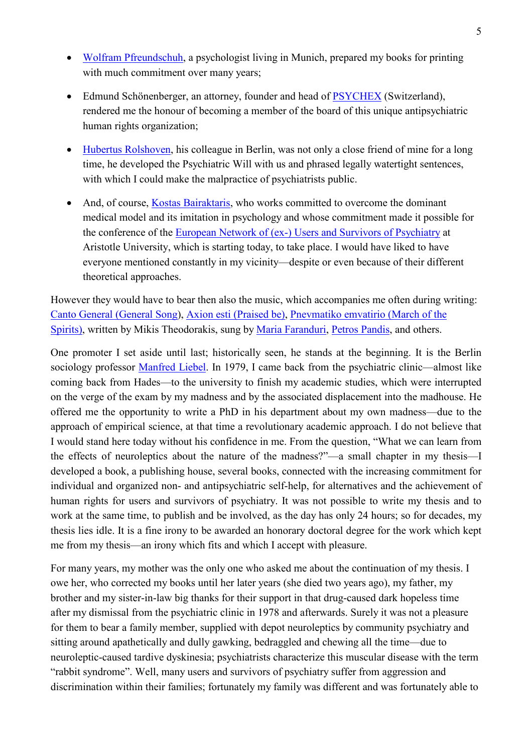- Wolfram Pfreundschuh, a psychologist living in Munich, prepared my books for printing with much commitment over many years;

- Edmund Schönenberger, an attorney, founder and head of PSYCHEX (Switzerland), rendered me the honour of becoming a member of the board of this unique antipsychiatric human rights organization;

- Hubertus Rolshoven, his colleague in Berlin, was not only a close friend of mine for a long time, he developed the Psychiatric Will with us and phrased legally watertight sentences, with which I could make the malpractice of psychiatrists public.

- And, of course, Kostas Bairaktaris, who works committed to overcome the dominant medical model and its imitation in psychology and whose commitment made it possible for the conference of the European Network of (ex-) Users and Survivors of Psychiatry at Aristotle University, which is starting today, to take place. I would have liked to have everyone mentioned constantly in my vicinity—despite or even because of their different theoretical approaches.

However they would have to bear then also the music, which accompanies me often during writing: Canto General (General Song), Axion esti (Praised be), Pnevmatiko emvatirio (March of the Spirits), written by Mikis Theodorakis, sung by Maria Faranduri, Petros Pandis, and others.

One promoter I set aside until last; historically seen, he stands at the beginning. It is the Berlin sociology professor Manfred Liebel. In 1979, I came back from the psychiatric clinic—almost like coming back from Hades—to the university to finish my academic studies, which were interrupted on the verge of the exam by my madness and by the associated displacement into the madhouse. He offered me the opportunity to write a PhD in his department about my own madness—due to the approach of empirical science, at that time a revolutionary academic approach. I do not believe that I would stand here today without his confidence in me. From the question, "What we can learn from the effects of neuroleptics about the nature of the madness?"—a small chapter in my thesis—I developed a book, a publishing house, several books, connected with the increasing commitment for individual and organized non- and antipsychiatric self-help, for alternatives and the achievement of human rights for users and survivors of psychiatry. It was not possible to write my thesis and to work at the same time, to publish and be involved, as the day has only 24 hours; so for decades, my thesis lies idle. It is a fine irony to be awarded an honorary doctoral degree for the work which kept me from my thesis—an irony which fits and which I accept with pleasure.

For many years, my mother was the only one who asked me about the continuation of my thesis. I owe her, who corrected my books until her later years (she died two years ago), my father, my brother and my sister-in-law big thanks for their support in that drug-caused dark hopeless time after my dismissal from the psychiatric clinic in 1978 and afterwards. Surely it was not a pleasure for them to bear a family member, supplied with depot neuroleptics by community psychiatry and sitting around apathetically and dully gawking, bedraggled and chewing all the time—due to neuroleptic-caused tardive dyskinesia; psychiatrists characterize this muscular disease with the term "rabbit syndrome". Well, many users and survivors of psychiatry suffer from aggression and discrimination within their families; fortunately my family was different and was fortunately able to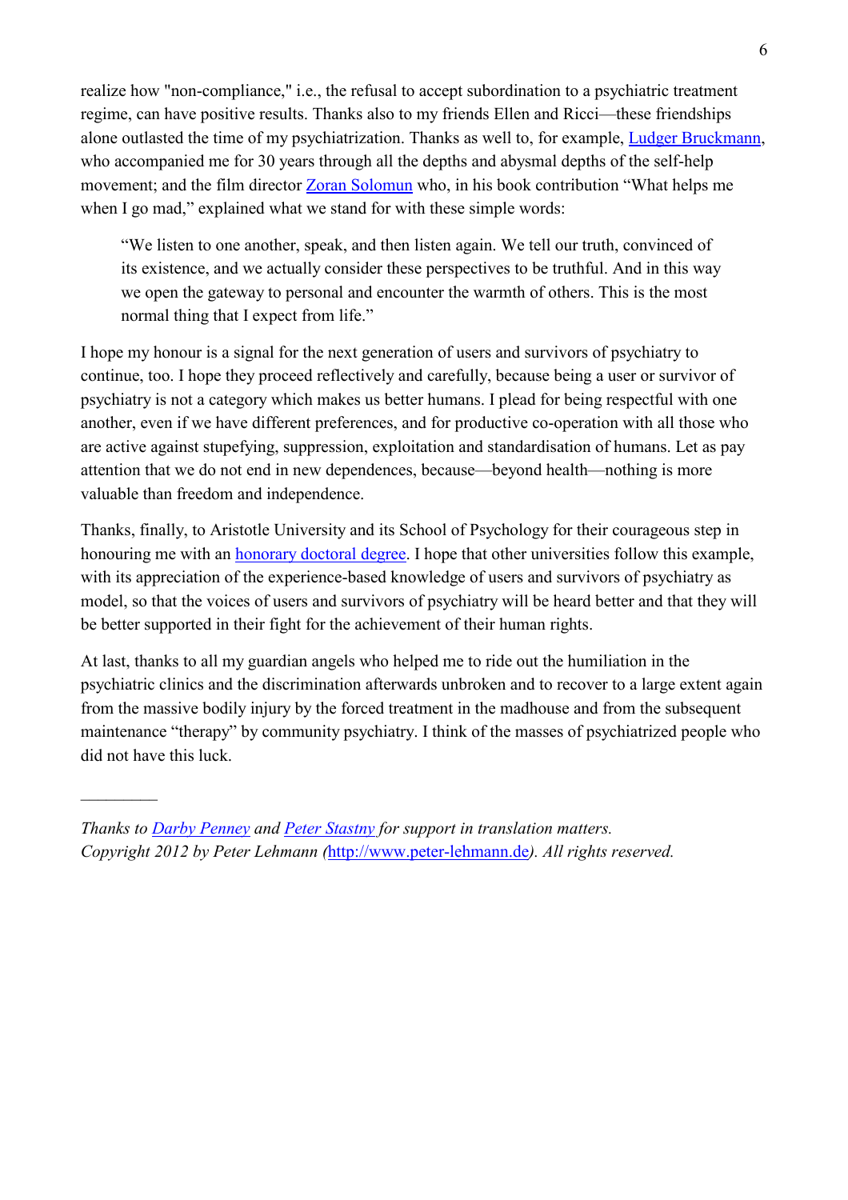realize how "non-compliance," i.e., the refusal to accept subordination to a psychiatric treatment regime, can have positive results. Thanks also to my friends Ellen and Ricci—these friendships alone outlasted the time of my psychiatrization. Thanks as well to, for example, Ludger Bruckmann, who accompanied me for 30 years through all the depths and abysmal depths of the self-help movement; and the film director Zoran Solomun who, in his book contribution "What helps me when I go mad," explained what we stand for with these simple words:

> "We listen to one another, speak, and then listen again. We tell our truth, convinced of its existence, and we actually consider these perspectives to be truthful. And in this way we open the gateway to personal and encounter the warmth of others. This is the most normal thing that I expect from life."

I hope my honour is a signal for the next generation of users and survivors of psychiatry to continue, too. I hope they proceed reflectively and carefully, because being a user or survivor of psychiatry is not a category which makes us better humans. I plead for being respectful with one another, even if we have different preferences, and for productive co-operation with all those who are active against stupefying, suppression, exploitation and standardisation of humans. Let as pay attention that we do not end in new dependences, because—beyond health—nothing is more valuable than freedom and independence.

Thanks, finally, to Aristotle University and its School of Psychology for their courageous step in honouring me with an honorary doctoral degree. I hope that other universities follow this example, with its appreciation of the experience-based knowledge of users and survivors of psychiatry as model, so that the voices of users and survivors of psychiatry will be heard better and that they will be better supported in their fight for the achievement of their human rights.

At last, thanks to all my guardian angels who helped me to ride out the humiliation in the psychiatric clinics and the discrimination afterwards unbroken and to recover to a large extent again from the massive bodily injury by the forced treatment in the madhouse and from the subsequent maintenance "therapy" by community psychiatry. I think of the masses of psychiatrized people who did not have this luck.

---

*Thanks to Darby Penney and Peter Stastny for support in translation matters.*
*Copyright 2012 by Peter Lehmann (http://www.peter-lehmann.de). All rights reserved.*